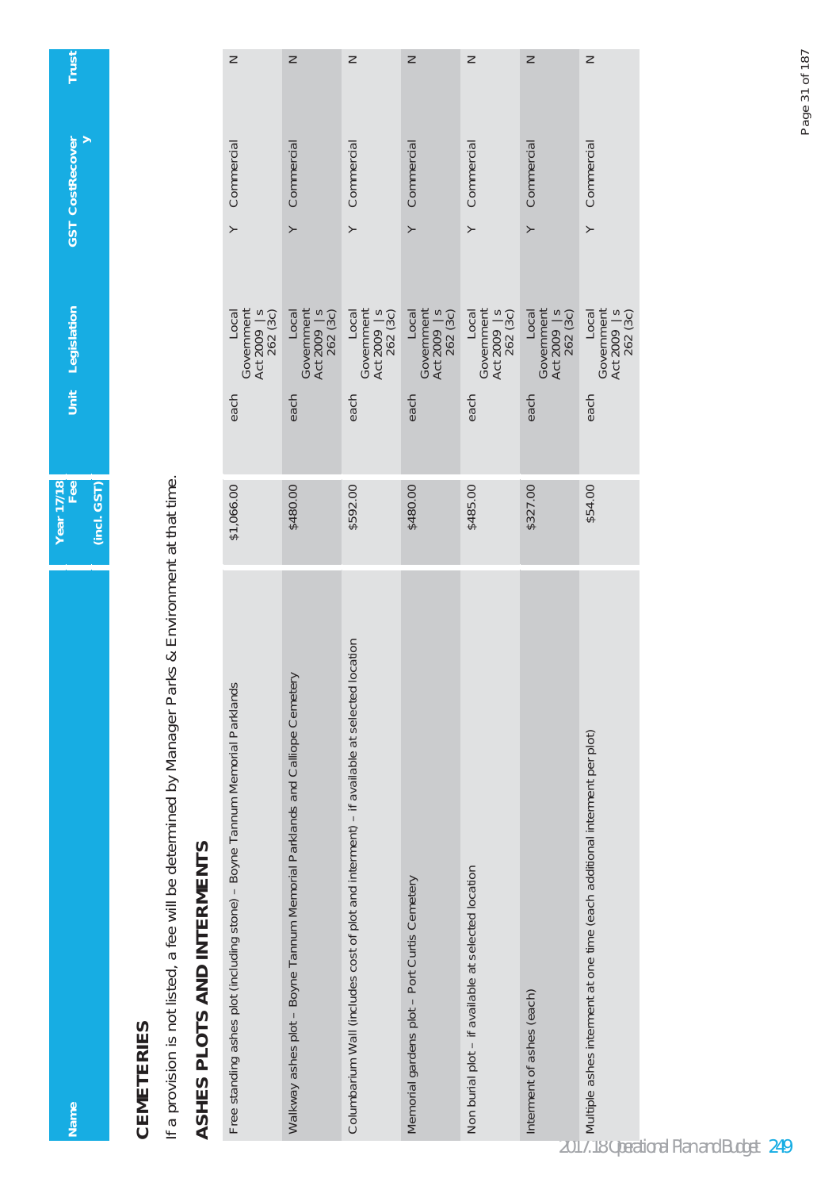| Name | Year 17/18 Fee (incl. GST) | Unit | Legislation | GST | Cost Recovery | Trust |
|---|---|---|---|---|---|---|

# CEMETERIES

If a provision is not listed, a fee will be determined by Manager Parks & Environment at that time.

## ASHES PLOTS AND INTERMENTS

| Name | Year 17/18 Fee (incl. GST) | Unit | Legislation | GST | Cost Recovery | Trust |
|---|---|---|---|---|---|---|
| Free standing ashes plot (including stone) – Boyne Tannum Memorial Parklands | $1,066.00 | each | Local Government Act 2009 \| s 262 (3c) | Y | Commercial | N |
| Walkway ashes plot – Boyne Tannum Memorial Parklands and Calliope Cemetery | $480.00 | each | Local Government Act 2009 \| s 262 (3c) | Y | Commercial | N |
| Columbarium Wall (includes cost of plot and interment) – if available at selected location | $592.00 | each | Local Government Act 2009 \| s 262 (3c) | Y | Commercial | N |
| Memorial gardens plot – Port Curtis Cemetery | $480.00 | each | Local Government Act 2009 \| s 262 (3c) | Y | Commercial | N |
| Non burial plot – if available at selected location | $485.00 | each | Local Government Act 2009 \| s 262 (3c) | Y | Commercial | N |
| Interment of ashes (each) | $327.00 | each | Local Government Act 2009 \| s 262 (3c) | Y | Commercial | N |
| Multiple ashes interment at one time (each additional interment per plot) | $54.00 | each | Local Government Act 2009 \| s 262 (3c) | Y | Commercial | N |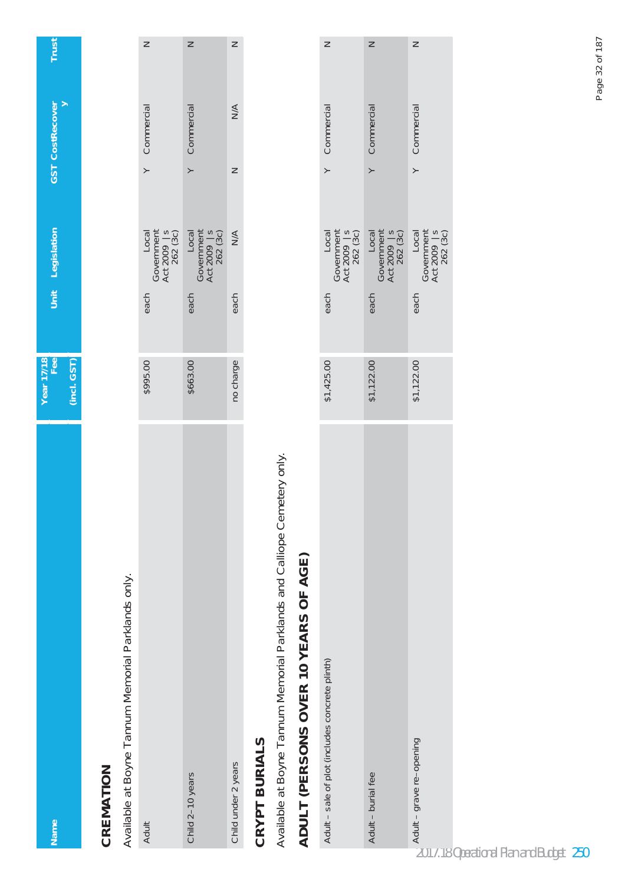| Name | Year 17/18 Fee (incl. GST) | Unit | Legislation | GST | Cost Recovery | Trust |
|---|---|---|---|---|---|---|

## CREMATION

Available at Boyne Tannum Memorial Parklands only.

| Name | Year 17/18 Fee (incl. GST) | Unit | Legislation | GST | Cost Recovery | Trust |
|---|---|---|---|---|---|---|
| Adult | $995.00 | each | Local Government Act 2009 \| s 262 (3c) | Y | Commercial | N |
| Child 2-10 years | $663.00 | each | Local Government Act 2009 \| s 262 (3c) | Y | Commercial | N |
| Child under 2 years | no charge | each | N/A | N | N/A | N |

## CRYPT BURIALS

Available at Boyne Tannum Memorial Parklands and Calliope Cemetery only.

### ADULT (PERSONS OVER 10 YEARS OF AGE)

| Name | Year 17/18 Fee (incl. GST) | Unit | Legislation | GST | Cost Recovery | Trust |
|---|---|---|---|---|---|---|
| Adult – sale of plot (includes concrete plinth) | $1,425.00 | each | Local Government Act 2009 \| s 262 (3c) | Y | Commercial | N |
| Adult – burial fee | $1,122.00 | each | Local Government Act 2009 \| s 262 (3c) | Y | Commercial | N |
| Adult – grave re-opening | $1,122.00 | each | Local Government Act 2009 \| s 262 (3c) | Y | Commercial | N |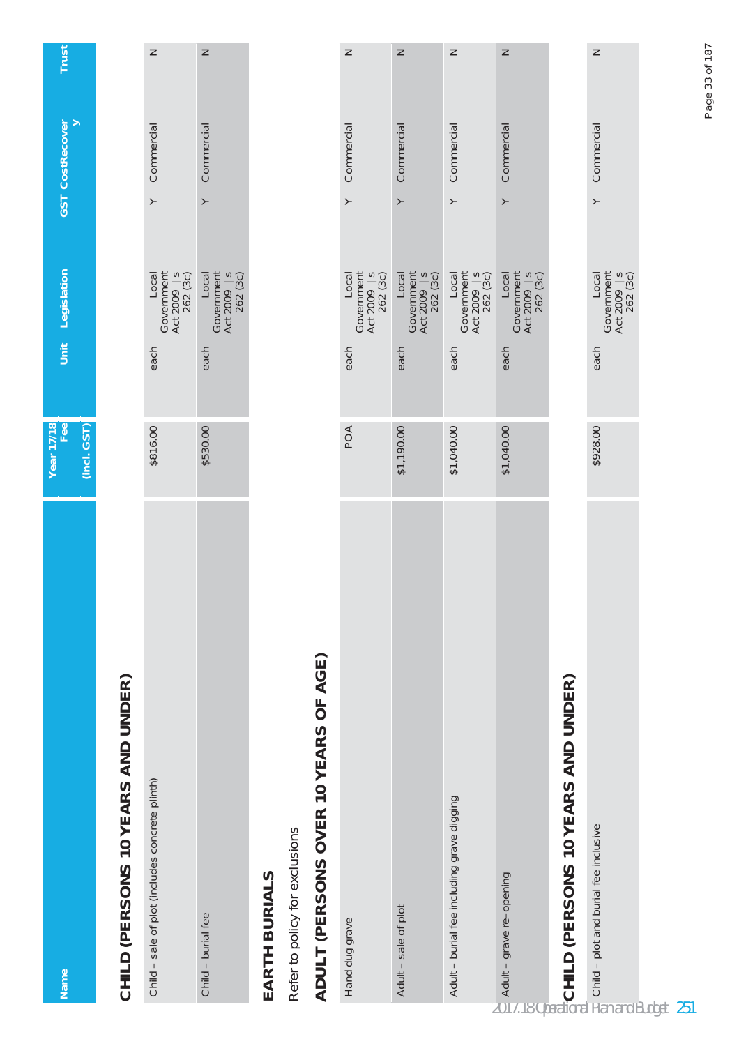| Name | Year 17/18 Fee (incl. GST) | Unit | Legislation | GST | Cost Recovery | Trust |
|---|---|---|---|---|---|---|
| **CHILD (PERSONS 10 YEARS AND UNDER)** | | | | | | |
| Child – sale of plot (includes concrete plinth) | $816.00 | each | Local Government Act 2009 \| s 262 (3c) | Y | Commercial | N |
| Child – burial fee | $530.00 | each | Local Government Act 2009 \| s 262 (3c) | Y | Commercial | N |
| **EARTH BURIALS** | | | | | | |
| Refer to policy for exclusions | | | | | | |
| **ADULT (PERSONS OVER 10 YEARS OF AGE)** | | | | | | |
| Hand dug grave | POA | each | Local Government Act 2009 \| s 262 (3c) | Y | Commercial | N |
| Adult – sale of plot | $1,190.00 | each | Local Government Act 2009 \| s 262 (3c) | Y | Commercial | N |
| Adult – burial fee including grave digging | $1,040.00 | each | Local Government Act 2009 \| s 262 (3c) | Y | Commercial | N |
| Adult – grave re-opening | $1,040.00 | each | Local Government Act 2009 \| s 262 (3c) | Y | Commercial | N |
| **CHILD (PERSONS 10 YEARS AND UNDER)** | | | | | | |
| Child – plot and burial fee inclusive | $928.00 | each | Local Government Act 2009 \| s 262 (3c) | Y | Commercial | N |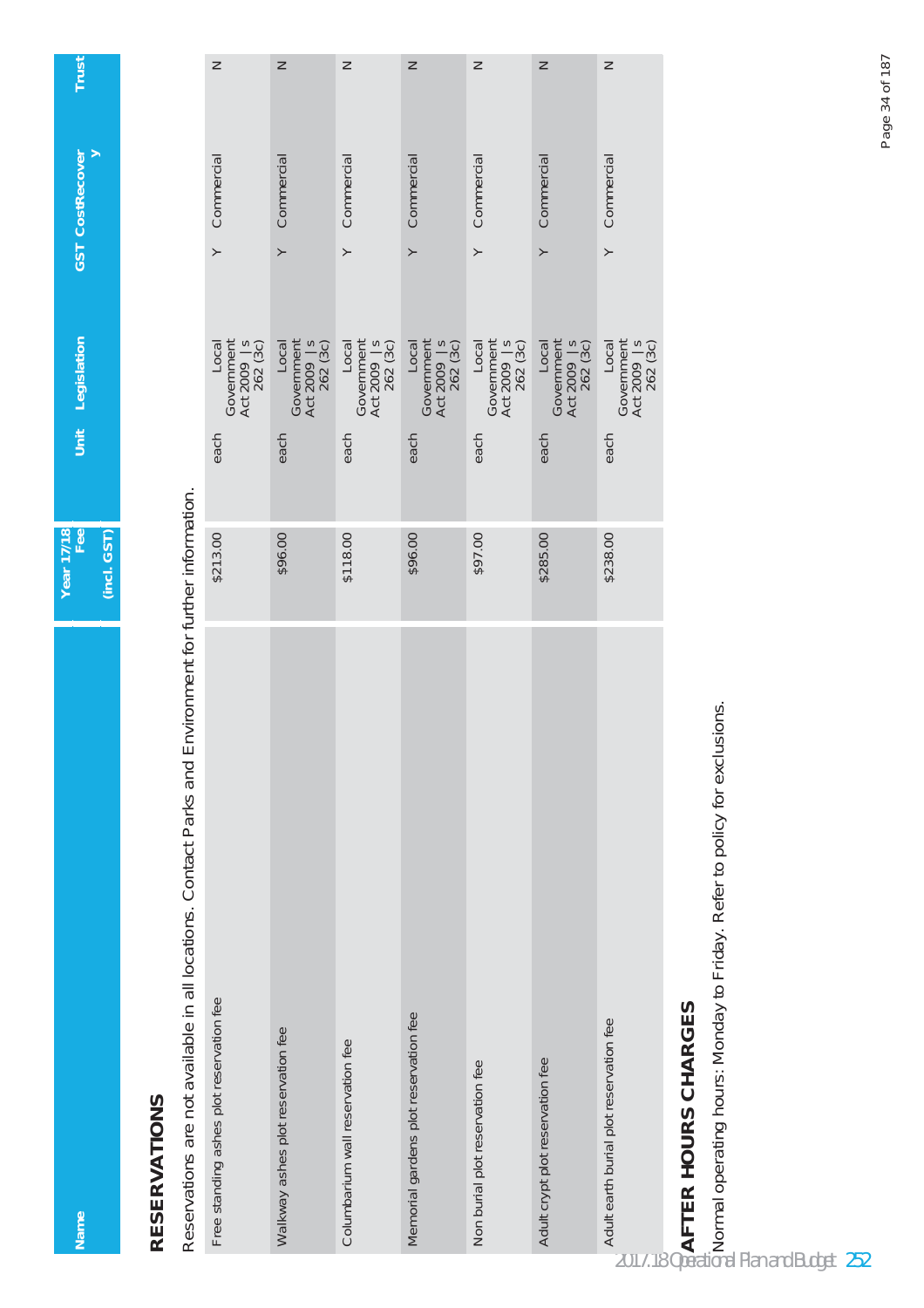| Name | Year 17/18 Fee (incl. GST) | Unit | Legislation | GST | Cost Recovery | Trust |
|---|---|---|---|---|---|---|

## RESERVATIONS

Reservations are not available in all locations. Contact Parks and Environment for further information.

| Name | Year 17/18 Fee (incl. GST) | Unit | Legislation | GST | Cost Recovery | Trust |
|---|---|---|---|---|---|---|
| Free standing ashes plot reservation fee | $213.00 | each | Local Government Act 2009 \| s 262 (3c) | Y | Commercial | N |
| Walkway ashes plot reservation fee | $96.00 | each | Local Government Act 2009 \| s 262 (3c) | Y | Commercial | N |
| Columbarium wall reservation fee | $118.00 | each | Local Government Act 2009 \| s 262 (3c) | Y | Commercial | N |
| Memorial gardens plot reservation fee | $96.00 | each | Local Government Act 2009 \| s 262 (3c) | Y | Commercial | N |
| Non burial plot reservation fee | $97.00 | each | Local Government Act 2009 \| s 262 (3c) | Y | Commercial | N |
| Adult crypt plot reservation fee | $285.00 | each | Local Government Act 2009 \| s 262 (3c) | Y | Commercial | N |
| Adult earth burial plot reservation fee | $238.00 | each | Local Government Act 2009 \| s 262 (3c) | Y | Commercial | N |

## AFTER HOURS CHARGES

Normal operating hours: Monday to Friday. Refer to policy for exclusions.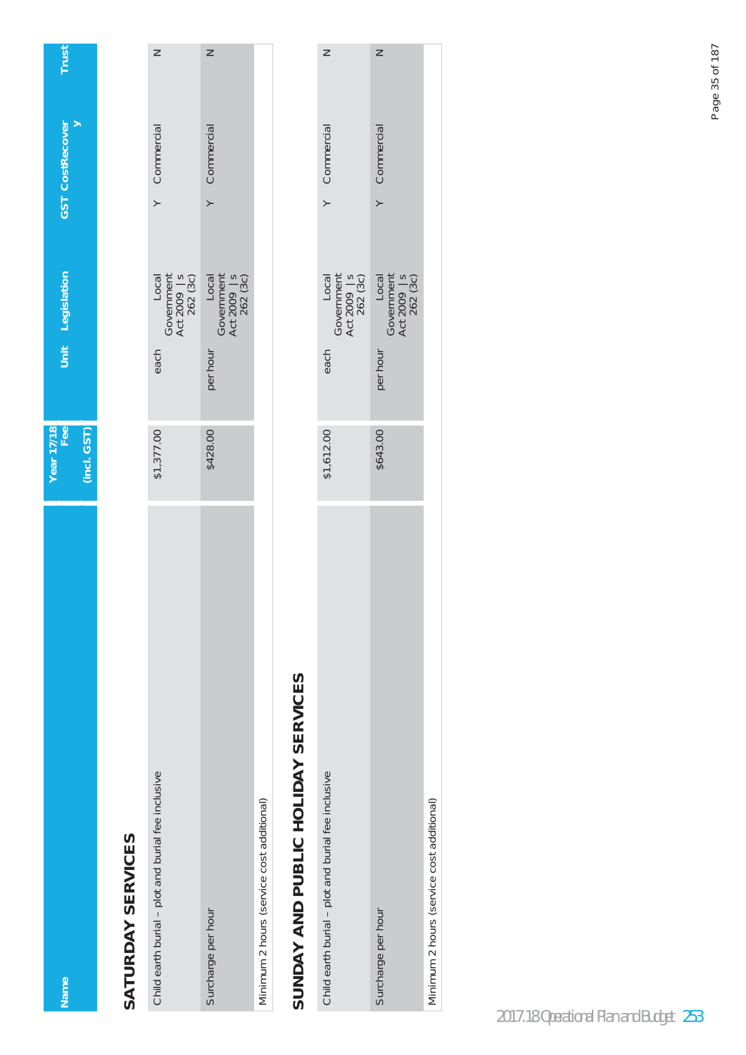| Name | Year 17/18 Fee (incl. GST) | Unit | Legislation | GST | Cost Recovery | Trust |
|---|---|---|---|---|---|---|

## SATURDAY SERVICES

| Name | Year 17/18 Fee (incl. GST) | Unit | Legislation | GST | Cost Recovery | Trust |
|---|---|---|---|---|---|---|
| Child earth burial – plot and burial fee inclusive | $1,377.00 | each | Local Government Act 2009 \| s 262 (3c) | Y | Commercial | N |
| Surcharge per hour | $428.00 | per hour | Local Government Act 2009 \| s 262 (3c) | Y | Commercial | N |
| Minimum 2 hours (service cost additional) | | | | | | |

## SUNDAY AND PUBLIC HOLIDAY SERVICES

| Name | Year 17/18 Fee (incl. GST) | Unit | Legislation | GST | Cost Recovery | Trust |
|---|---|---|---|---|---|---|
| Child earth burial – plot and burial fee inclusive | $1,612.00 | each | Local Government Act 2009 \| s 262 (3c) | Y | Commercial | N |
| Surcharge per hour | $643.00 | per hour | Local Government Act 2009 \| s 262 (3c) | Y | Commercial | N |
| Minimum 2 hours (service cost additional) | | | | | | |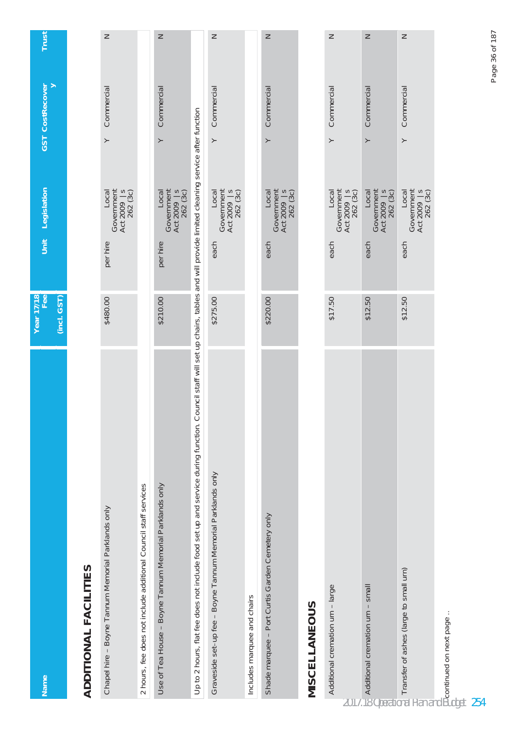| Name | Year 17/18 Fee (incl. GST) | Unit | Legislation | GST | Cost Recovery | Trust |
|---|---|---|---|---|---|---|
| **ADDITIONAL FACILITIES** | | | | | | |
| Chapel hire – Boyne Tannum Memorial Parklands only | $480.00 | per hire | Local Government Act 2009 \| s 262 (3c) | Y | Commercial | N |
| 2 hours, fee does not include additional Council staff services | | | | | | |
| Use of Tea House – Boyne Tannum Memorial Parklands only | $210.00 | per hire | Local Government Act 2009 \| s 262 (3c) | Y | Commercial | N |
| Up to 2 hours, flat fee does not include food set up and service during function. Council staff will set up chairs, tables and will provide limited cleaning service after function | | | | | | |
| Graveside set-up fee – Boyne Tannum Memorial Parklands only | $275.00 | each | Local Government Act 2009 \| s 262 (3c) | Y | Commercial | N |
| Includes marquee and chairs | | | | | | |
| Shade marquee – Port Curtis Garden Cemetery only | $220.00 | each | Local Government Act 2009 \| s 262 (3c) | Y | Commercial | N |
| **MISCELLANEOUS** | | | | | | |
| Additional cremation urn – large | $17.50 | each | Local Government Act 2009 \| s 262 (3c) | Y | Commercial | N |
| Additional cremation urn – small | $12.50 | each | Local Government Act 2009 \| s 262 (3c) | Y | Commercial | N |
| Transfer of ashes (large to small urn) | $12.50 | each | Local Government Act 2009 \| s 262 (3c) | Y | Commercial | N |

continued on next page ..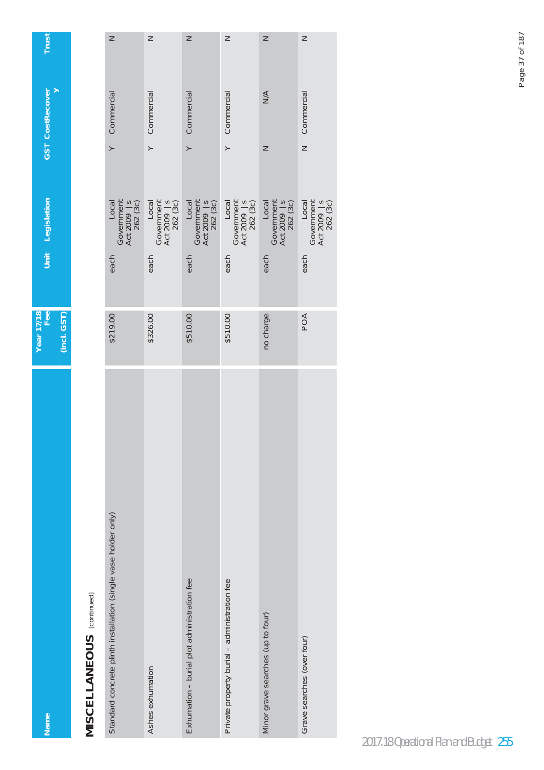| Name | Year 17/18 Fee (incl. GST) | Unit | Legislation | GST | Cost Recovery | Trust |
|---|---|---|---|---|---|---|

## MISCELLANEOUS [continued]

| Name | Year 17/18 Fee (incl. GST) | Unit | Legislation | GST | Cost Recovery | Trust |
|---|---|---|---|---|---|---|
| Standard concrete plinth installation (single vase holder only) | $219.00 | each | Local Government Act 2009 \| s 262 (3c) | Y | Commercial | N |
| Ashes exhumation | $326.00 | each | Local Government Act 2009 \| s 262 (3c) | Y | Commercial | N |
| Exhumation – burial plot administration fee | $510.00 | each | Local Government Act 2009 \| s 262 (3c) | Y | Commercial | N |
| Private property burial – administration fee | $510.00 | each | Local Government Act 2009 \| s 262 (3c) | Y | Commercial | N |
| Minor grave searches (up to four) | no charge | each | Local Government Act 2009 \| s 262 (3c) | N | N/A | N |
| Grave searches (over four) | POA | each | Local Government Act 2009 \| s 262 (3c) | N | Commercial | N |